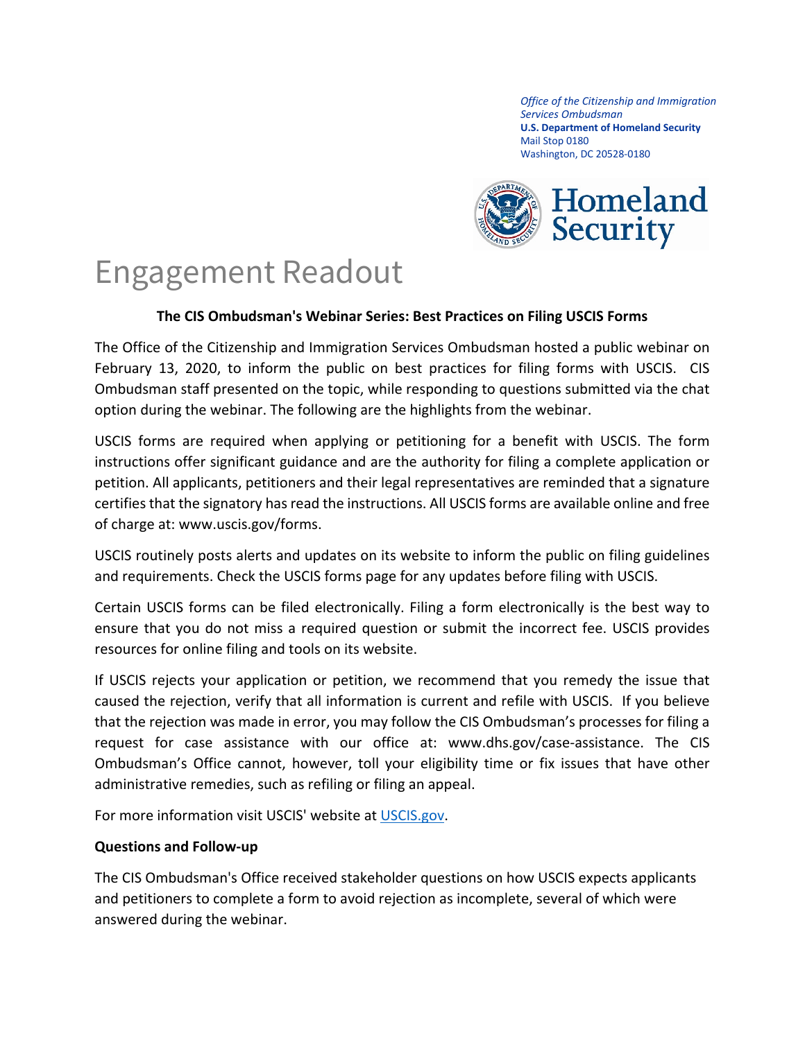*Office of the Citizenship and Immigration Services Ombudsman*
**U.S. Department of Homeland Security**
Mail Stop 0180
Washington, DC 20528-0180

Homeland Security

# Engagement Readout

**The CIS Ombudsman's Webinar Series: Best Practices on Filing USCIS Forms**

The Office of the Citizenship and Immigration Services Ombudsman hosted a public webinar on February 13, 2020, to inform the public on best practices for filing forms with USCIS. CIS Ombudsman staff presented on the topic, while responding to questions submitted via the chat option during the webinar. The following are the highlights from the webinar.

USCIS forms are required when applying or petitioning for a benefit with USCIS. The form instructions offer significant guidance and are the authority for filing a complete application or petition. All applicants, petitioners and their legal representatives are reminded that a signature certifies that the signatory has read the instructions. All USCIS forms are available online and free of charge at: www.uscis.gov/forms.

USCIS routinely posts alerts and updates on its website to inform the public on filing guidelines and requirements. Check the USCIS forms page for any updates before filing with USCIS.

Certain USCIS forms can be filed electronically. Filing a form electronically is the best way to ensure that you do not miss a required question or submit the incorrect fee. USCIS provides resources for online filing and tools on its website.

If USCIS rejects your application or petition, we recommend that you remedy the issue that caused the rejection, verify that all information is current and refile with USCIS. If you believe that the rejection was made in error, you may follow the CIS Ombudsman's processes for filing a request for case assistance with our office at: www.dhs.gov/case-assistance. The CIS Ombudsman's Office cannot, however, toll your eligibility time or fix issues that have other administrative remedies, such as refiling or filing an appeal.

For more information visit USCIS' website at [USCIS.gov](https://www.uscis.gov).

**Questions and Follow-up**

The CIS Ombudsman's Office received stakeholder questions on how USCIS expects applicants and petitioners to complete a form to avoid rejection as incomplete, several of which were answered during the webinar.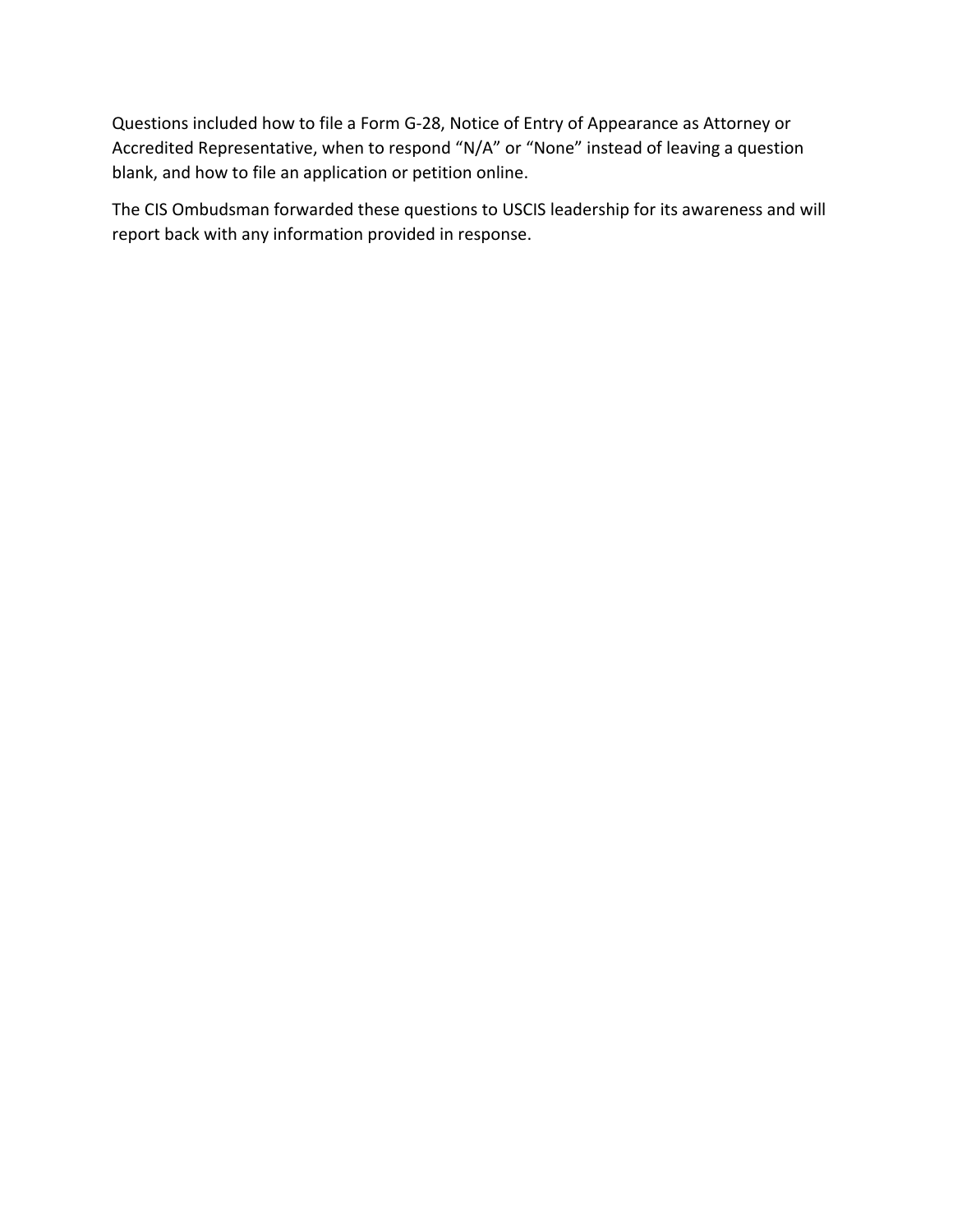Questions included how to file a Form G-28, Notice of Entry of Appearance as Attorney or Accredited Representative, when to respond "N/A" or "None" instead of leaving a question blank, and how to file an application or petition online.

The CIS Ombudsman forwarded these questions to USCIS leadership for its awareness and will report back with any information provided in response.